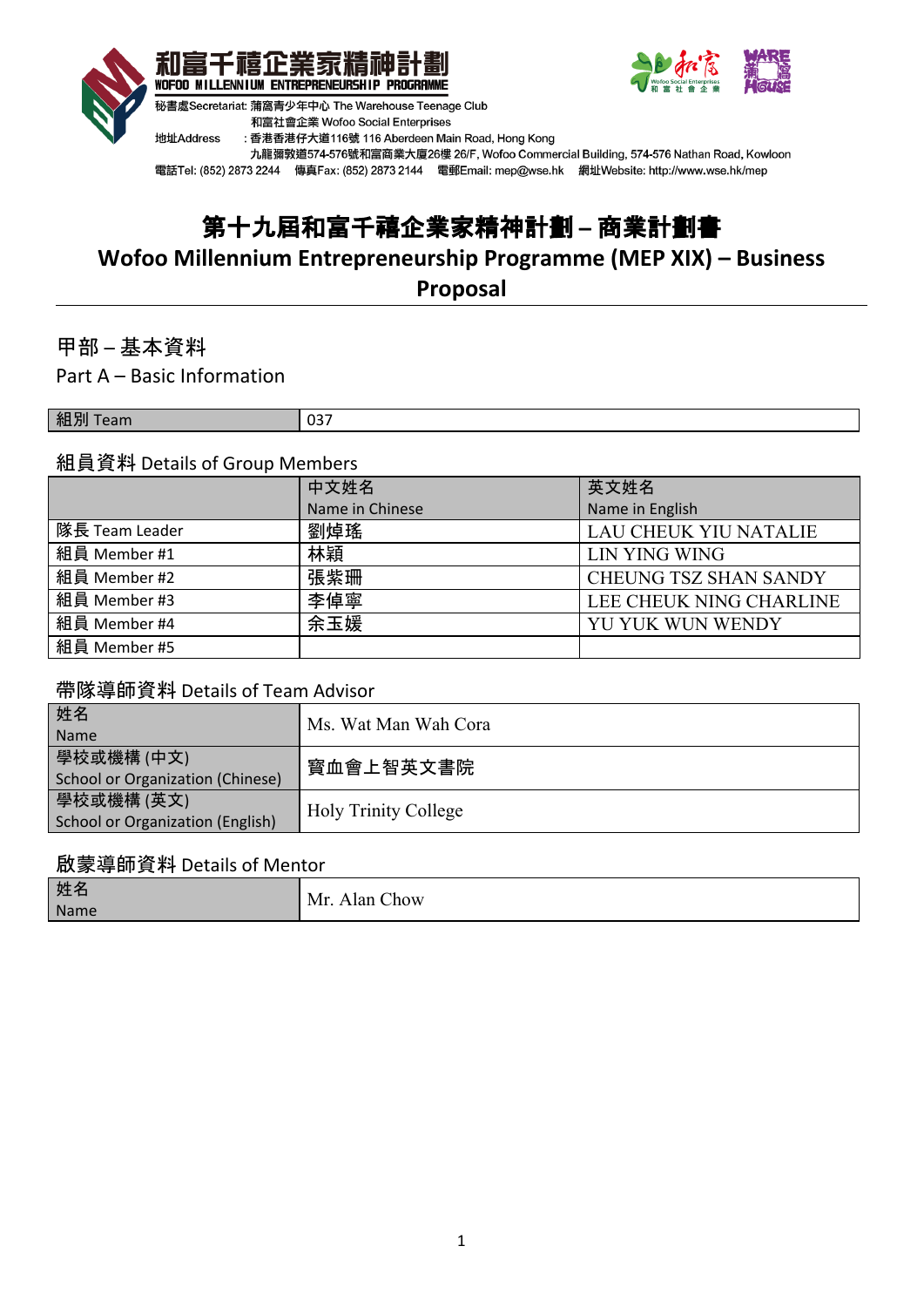和富千禧企業家精神計劃
WOFOO MILLENNIUM ENTREPRENEURSHIP PROGRAMME

秘書處Secretariat: 蒲窩青少年中心 The Warehouse Teenage Club
和富社會企業 Wofoo Social Enterprises
地址Address ：香港香港仔大道116號 116 Aberdeen Main Road, Hong Kong
九龍彌敦道574-576號和富商業大廈26樓 26/F, Wofoo Commercial Building, 574-576 Nathan Road, Kowloon
電話Tel: (852) 2873 2244 傳真Fax: (852) 2873 2144 電郵Email: mep@wse.hk 網址Website: http://www.wse.hk/mep

# 第十九屆和富千禧企業家精神計劃 – 商業計劃書
# Wofoo Millennium Entrepreneurship Programme (MEP XIX) – Business Proposal

## 甲部 – 基本資料
## Part A – Basic Information

| 組別 Team | 037 |
|---|---|

組員資料 Details of Group Members

| | 中文姓名 Name in Chinese | 英文姓名 Name in English |
|---|---|---|
| 隊長 Team Leader | 劉焯瑤 | LAU CHEUK YIU NATALIE |
| 組員 Member #1 | 林穎 | LIN YING WING |
| 組員 Member #2 | 張紫珊 | CHEUNG TSZ SHAN SANDY |
| 組員 Member #3 | 李倬寧 | LEE CHEUK NING CHARLINE |
| 組員 Member #4 | 余玉媛 | YU YUK WUN WENDY |
| 組員 Member #5 | | |

帶隊導師資料 Details of Team Advisor

| 姓名 Name | Ms. Wat Man Wah Cora |
|---|---|
| 學校或機構 (中文) School or Organization (Chinese) | 寶血會上智英文書院 |
| 學校或機構 (英文) School or Organization (English) | Holy Trinity College |

啟蒙導師資料 Details of Mentor

| 姓名 Name | Mr. Alan Chow |
|---|---|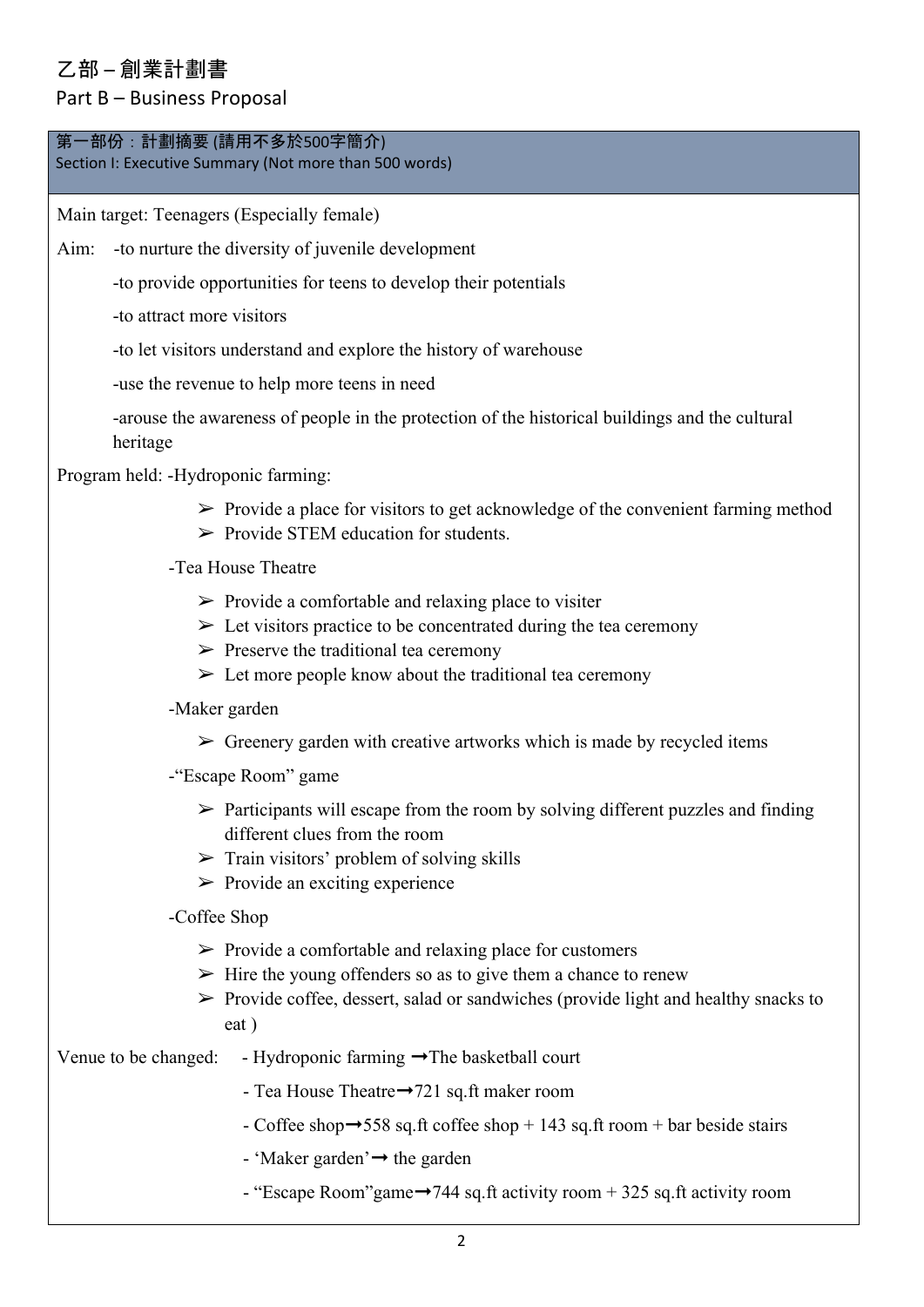# 乙部 – 創業計劃書

## Part B – Business Proposal

### 第一部份：計劃摘要 (請用不多於500字簡介)

### Section I: Executive Summary (Not more than 500 words)

Main target: Teenagers (Especially female)

Aim:
- -to nurture the diversity of juvenile development
- -to provide opportunities for teens to develop their potentials
- -to attract more visitors
- -to let visitors understand and explore the history of warehouse
- -use the revenue to help more teens in need
- -arouse the awareness of people in the protection of the historical buildings and the cultural heritage

Program held:

-Hydroponic farming:
- ➢ Provide a place for visitors to get acknowledge of the convenient farming method
- ➢ Provide STEM education for students.

-Tea House Theatre
- ➢ Provide a comfortable and relaxing place to visiter
- ➢ Let visitors practice to be concentrated during the tea ceremony
- ➢ Preserve the traditional tea ceremony
- ➢ Let more people know about the traditional tea ceremony

-Maker garden
- ➢ Greenery garden with creative artworks which is made by recycled items

-"Escape Room" game
- ➢ Participants will escape from the room by solving different puzzles and finding different clues from the room
- ➢ Train visitors' problem of solving skills
- ➢ Provide an exciting experience

-Coffee Shop
- ➢ Provide a comfortable and relaxing place for customers
- ➢ Hire the young offenders so as to give them a chance to renew
- ➢ Provide coffee, dessert, salad or sandwiches (provide light and healthy snacks to eat )

Venue to be changed:
- Hydroponic farming ➞The basketball court
- Tea House Theatre➞721 sq.ft maker room
- Coffee shop➞558 sq.ft coffee shop + 143 sq.ft room + bar beside stairs
- 'Maker garden'➞ the garden
- "Escape Room"game➞744 sq.ft activity room + 325 sq.ft activity room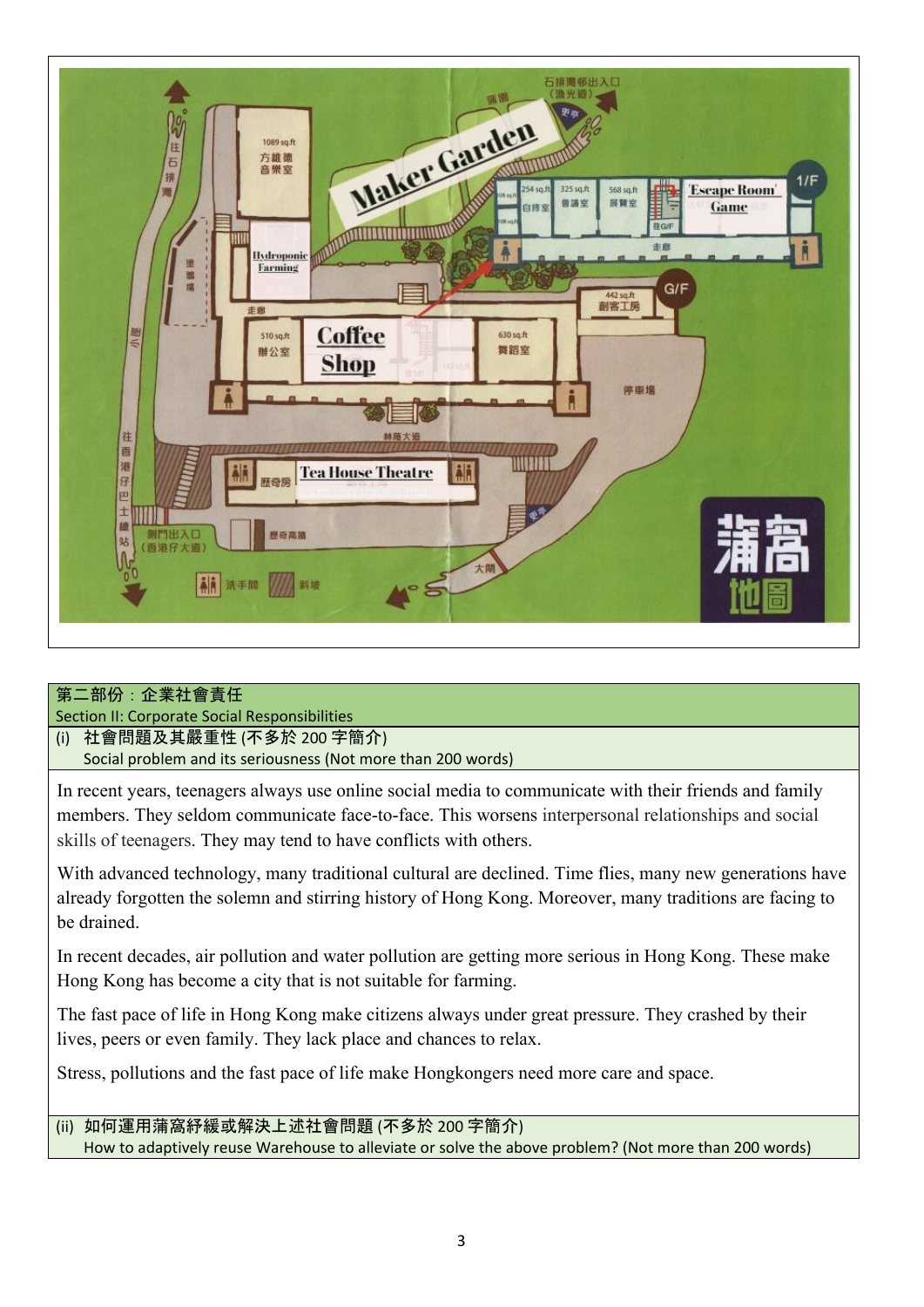第二部份：企業社會責任
Section II: Corporate Social Responsibilities

(i) 社會問題及其嚴重性 (不多於 200 字簡介)
Social problem and its seriousness (Not more than 200 words)

In recent years, teenagers always use online social media to communicate with their friends and family members. They seldom communicate face-to-face. This worsens interpersonal relationships and social skills of teenagers. They may tend to have conflicts with others.

With advanced technology, many traditional cultural are declined. Time flies, many new generations have already forgotten the solemn and stirring history of Hong Kong. Moreover, many traditions are facing to be drained.

In recent decades, air pollution and water pollution are getting more serious in Hong Kong. These make Hong Kong has become a city that is not suitable for farming.

The fast pace of life in Hong Kong make citizens always under great pressure. They crashed by their lives, peers or even family. They lack place and chances to relax.

Stress, pollutions and the fast pace of life make Hongkongers need more care and space.

(ii) 如何運用蒲窩紓緩或解決上述社會問題 (不多於 200 字簡介)
How to adaptively reuse Warehouse to alleviate or solve the above problem? (Not more than 200 words)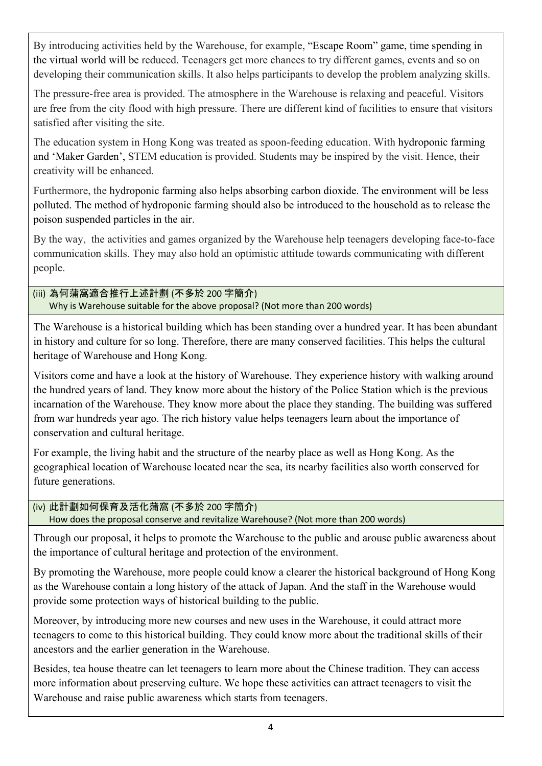By introducing activities held by the Warehouse, for example, "Escape Room" game, time spending in the virtual world will be reduced. Teenagers get more chances to try different games, events and so on developing their communication skills. It also helps participants to develop the problem analyzing skills.

The pressure-free area is provided. The atmosphere in the Warehouse is relaxing and peaceful. Visitors are free from the city flood with high pressure. There are different kind of facilities to ensure that visitors satisfied after visiting the site.

The education system in Hong Kong was treated as spoon-feeding education. With hydroponic farming and 'Maker Garden', STEM education is provided. Students may be inspired by the visit. Hence, their creativity will be enhanced.

Furthermore, the hydroponic farming also helps absorbing carbon dioxide. The environment will be less polluted. The method of hydroponic farming should also be introduced to the household as to release the poison suspended particles in the air.

By the way, the activities and games organized by the Warehouse help teenagers developing face-to-face communication skills. They may also hold an optimistic attitude towards communicating with different people.

### (iii) 為何蒲窩適合推行上述計劃 (不多於 200 字簡介)
Why is Warehouse suitable for the above proposal? (Not more than 200 words)

The Warehouse is a historical building which has been standing over a hundred year. It has been abundant in history and culture for so long. Therefore, there are many conserved facilities. This helps the cultural heritage of Warehouse and Hong Kong.

Visitors come and have a look at the history of Warehouse. They experience history with walking around the hundred years of land. They know more about the history of the Police Station which is the previous incarnation of the Warehouse. They know more about the place they standing. The building was suffered from war hundreds year ago. The rich history value helps teenagers learn about the importance of conservation and cultural heritage.

For example, the living habit and the structure of the nearby place as well as Hong Kong. As the geographical location of Warehouse located near the sea, its nearby facilities also worth conserved for future generations.

### (iv) 此計劃如何保育及活化蒲窩 (不多於 200 字簡介)
How does the proposal conserve and revitalize Warehouse? (Not more than 200 words)

Through our proposal, it helps to promote the Warehouse to the public and arouse public awareness about the importance of cultural heritage and protection of the environment.

By promoting the Warehouse, more people could know a clearer the historical background of Hong Kong as the Warehouse contain a long history of the attack of Japan. And the staff in the Warehouse would provide some protection ways of historical building to the public.

Moreover, by introducing more new courses and new uses in the Warehouse, it could attract more teenagers to come to this historical building. They could know more about the traditional skills of their ancestors and the earlier generation in the Warehouse.

Besides, tea house theatre can let teenagers to learn more about the Chinese tradition. They can access more information about preserving culture. We hope these activities can attract teenagers to visit the Warehouse and raise public awareness which starts from teenagers.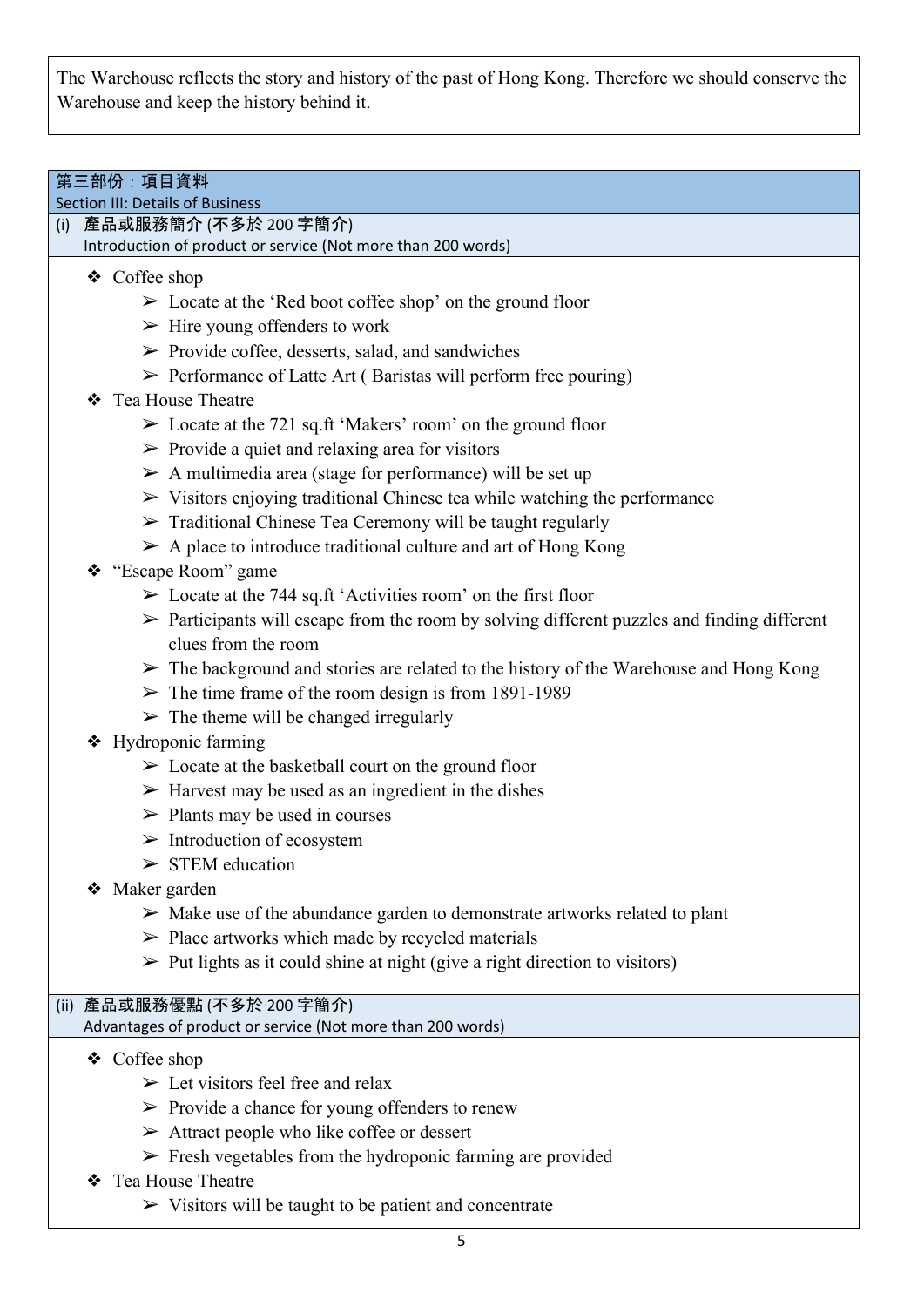The Warehouse reflects the story and history of the past of Hong Kong. Therefore we should conserve the Warehouse and keep the history behind it.

## 第三部份：項目資料
## Section III: Details of Business

### (i) 產品或服務簡介 (不多於 200 字簡介)
Introduction of product or service (Not more than 200 words)

- Coffee shop
  - Locate at the 'Red boot coffee shop' on the ground floor
  - Hire young offenders to work
  - Provide coffee, desserts, salad, and sandwiches
  - Performance of Latte Art ( Baristas will perform free pouring)
- Tea House Theatre
  - Locate at the 721 sq.ft 'Makers' room' on the ground floor
  - Provide a quiet and relaxing area for visitors
  - A multimedia area (stage for performance) will be set up
  - Visitors enjoying traditional Chinese tea while watching the performance
  - Traditional Chinese Tea Ceremony will be taught regularly
  - A place to introduce traditional culture and art of Hong Kong
- "Escape Room" game
  - Locate at the 744 sq.ft 'Activities room' on the first floor
  - Participants will escape from the room by solving different puzzles and finding different clues from the room
  - The background and stories are related to the history of the Warehouse and Hong Kong
  - The time frame of the room design is from 1891-1989
  - The theme will be changed irregularly
- Hydroponic farming
  - Locate at the basketball court on the ground floor
  - Harvest may be used as an ingredient in the dishes
  - Plants may be used in courses
  - Introduction of ecosystem
  - STEM education
- Maker garden
  - Make use of the abundance garden to demonstrate artworks related to plant
  - Place artworks which made by recycled materials
  - Put lights as it could shine at night (give a right direction to visitors)

### (ii) 產品或服務優點 (不多於 200 字簡介)
Advantages of product or service (Not more than 200 words)

- Coffee shop
  - Let visitors feel free and relax
  - Provide a chance for young offenders to renew
  - Attract people who like coffee or dessert
  - Fresh vegetables from the hydroponic farming are provided
- Tea House Theatre
  - Visitors will be taught to be patient and concentrate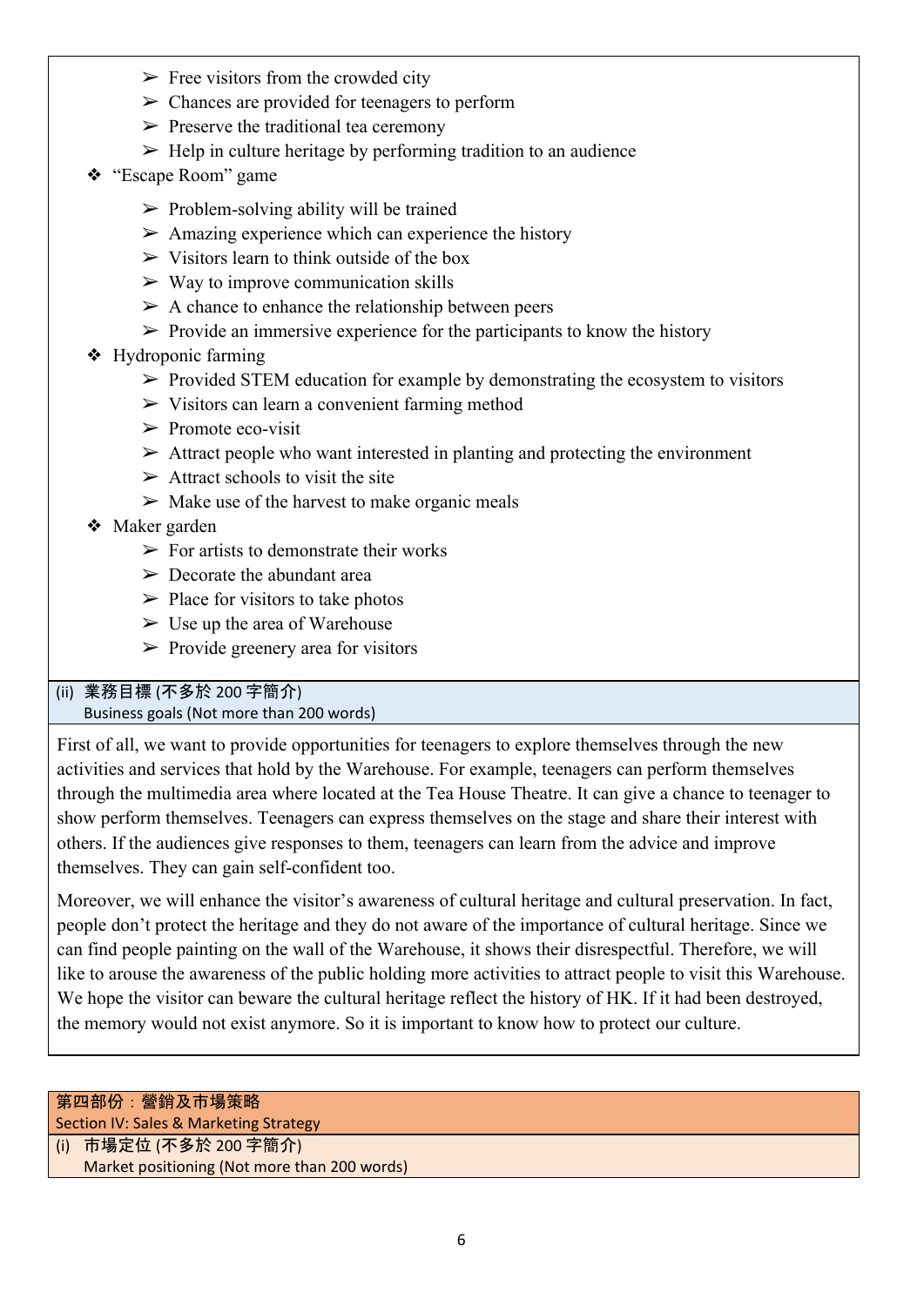- Free visitors from the crowded city
- Chances are provided for teenagers to perform
- Preserve the traditional tea ceremony
- Help in culture heritage by performing tradition to an audience

❖ "Escape Room" game
- Problem-solving ability will be trained
- Amazing experience which can experience the history
- Visitors learn to think outside of the box
- Way to improve communication skills
- A chance to enhance the relationship between peers
- Provide an immersive experience for the participants to know the history

❖ Hydroponic farming
- Provided STEM education for example by demonstrating the ecosystem to visitors
- Visitors can learn a convenient farming method
- Promote eco-visit
- Attract people who want interested in planting and protecting the environment
- Attract schools to visit the site
- Make use of the harvest to make organic meals

❖ Maker garden
- For artists to demonstrate their works
- Decorate the abundant area
- Place for visitors to take photos
- Use up the area of Warehouse
- Provide greenery area for visitors

### (ii) 業務目標 (不多於 200 字簡介)
Business goals (Not more than 200 words)

First of all, we want to provide opportunities for teenagers to explore themselves through the new activities and services that hold by the Warehouse. For example, teenagers can perform themselves through the multimedia area where located at the Tea House Theatre. It can give a chance to teenager to show perform themselves. Teenagers can express themselves on the stage and share their interest with others. If the audiences give responses to them, teenagers can learn from the advice and improve themselves. They can gain self-confident too.

Moreover, we will enhance the visitor's awareness of cultural heritage and cultural preservation. In fact, people don't protect the heritage and they do not aware of the importance of cultural heritage. Since we can find people painting on the wall of the Warehouse, it shows their disrespectful. Therefore, we will like to arouse the awareness of the public holding more activities to attract people to visit this Warehouse. We hope the visitor can beware the cultural heritage reflect the history of HK. If it had been destroyed, the memory would not exist anymore. So it is important to know how to protect our culture.

## 第四部份：營銷及市場策略
Section IV: Sales & Marketing Strategy

### (i) 市場定位 (不多於 200 字簡介)
Market positioning (Not more than 200 words)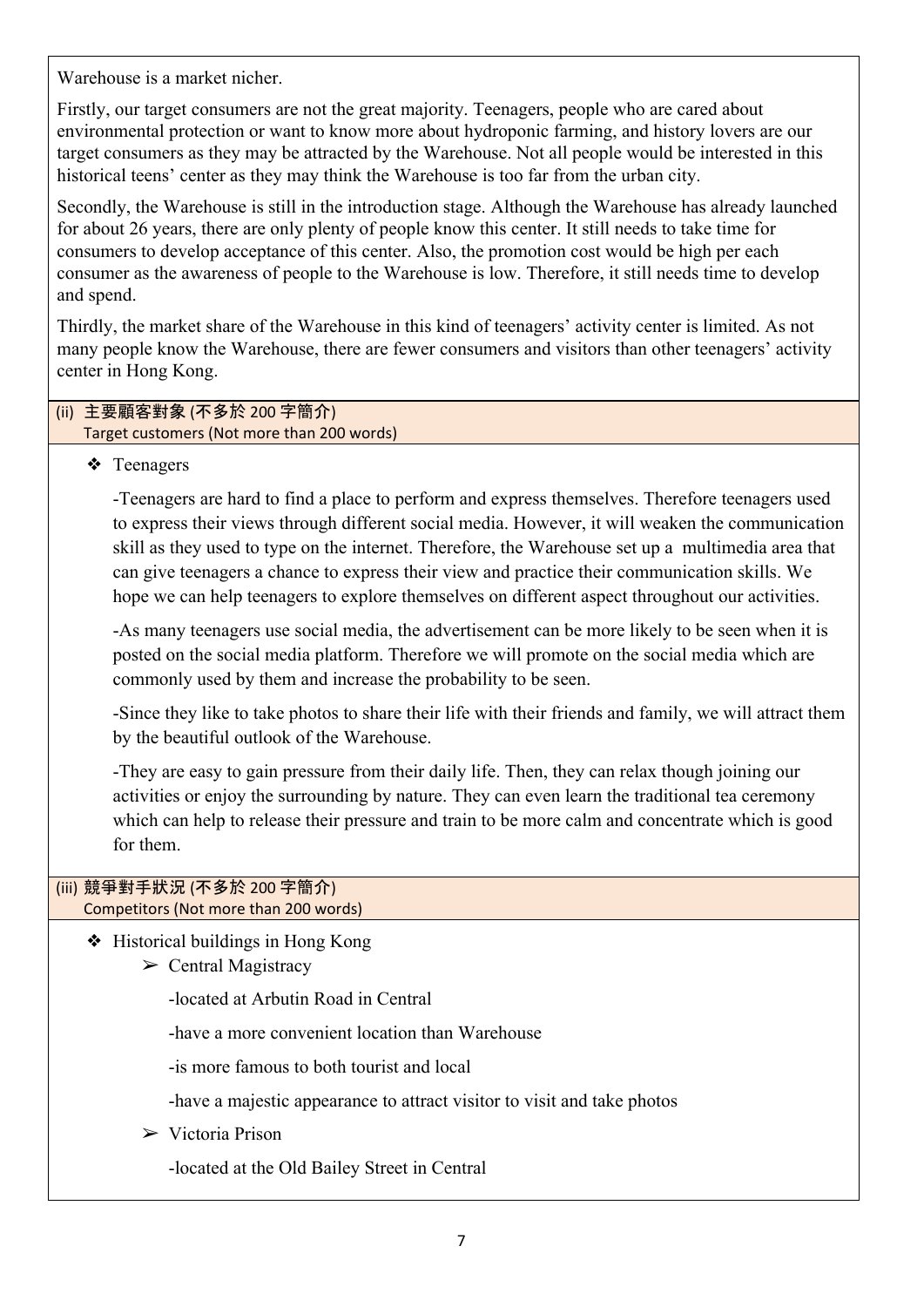Warehouse is a market nicher.

Firstly, our target consumers are not the great majority. Teenagers, people who are cared about environmental protection or want to know more about hydroponic farming, and history lovers are our target consumers as they may be attracted by the Warehouse. Not all people would be interested in this historical teens' center as they may think the Warehouse is too far from the urban city.

Secondly, the Warehouse is still in the introduction stage. Although the Warehouse has already launched for about 26 years, there are only plenty of people know this center. It still needs to take time for consumers to develop acceptance of this center. Also, the promotion cost would be high per each consumer as the awareness of people to the Warehouse is low. Therefore, it still needs time to develop and spend.

Thirdly, the market share of the Warehouse in this kind of teenagers' activity center is limited. As not many people know the Warehouse, there are fewer consumers and visitors than other teenagers' activity center in Hong Kong.

### (ii) 主要顧客對象 (不多於 200 字簡介)
Target customers (Not more than 200 words)

- Teenagers

  -Teenagers are hard to find a place to perform and express themselves. Therefore teenagers used to express their views through different social media. However, it will weaken the communication skill as they used to type on the internet. Therefore, the Warehouse set up a multimedia area that can give teenagers a chance to express their view and practice their communication skills. We hope we can help teenagers to explore themselves on different aspect throughout our activities.

  -As many teenagers use social media, the advertisement can be more likely to be seen when it is posted on the social media platform. Therefore we will promote on the social media which are commonly used by them and increase the probability to be seen.

  -Since they like to take photos to share their life with their friends and family, we will attract them by the beautiful outlook of the Warehouse.

  -They are easy to gain pressure from their daily life. Then, they can relax though joining our activities or enjoy the surrounding by nature. They can even learn the traditional tea ceremony which can help to release their pressure and train to be more calm and concentrate which is good for them.

### (iii) 競爭對手狀況 (不多於 200 字簡介)
Competitors (Not more than 200 words)

- Historical buildings in Hong Kong
  - Central Magistracy

    -located at Arbutin Road in Central

    -have a more convenient location than Warehouse

    -is more famous to both tourist and local

    -have a majestic appearance to attract visitor to visit and take photos

  - Victoria Prison

    -located at the Old Bailey Street in Central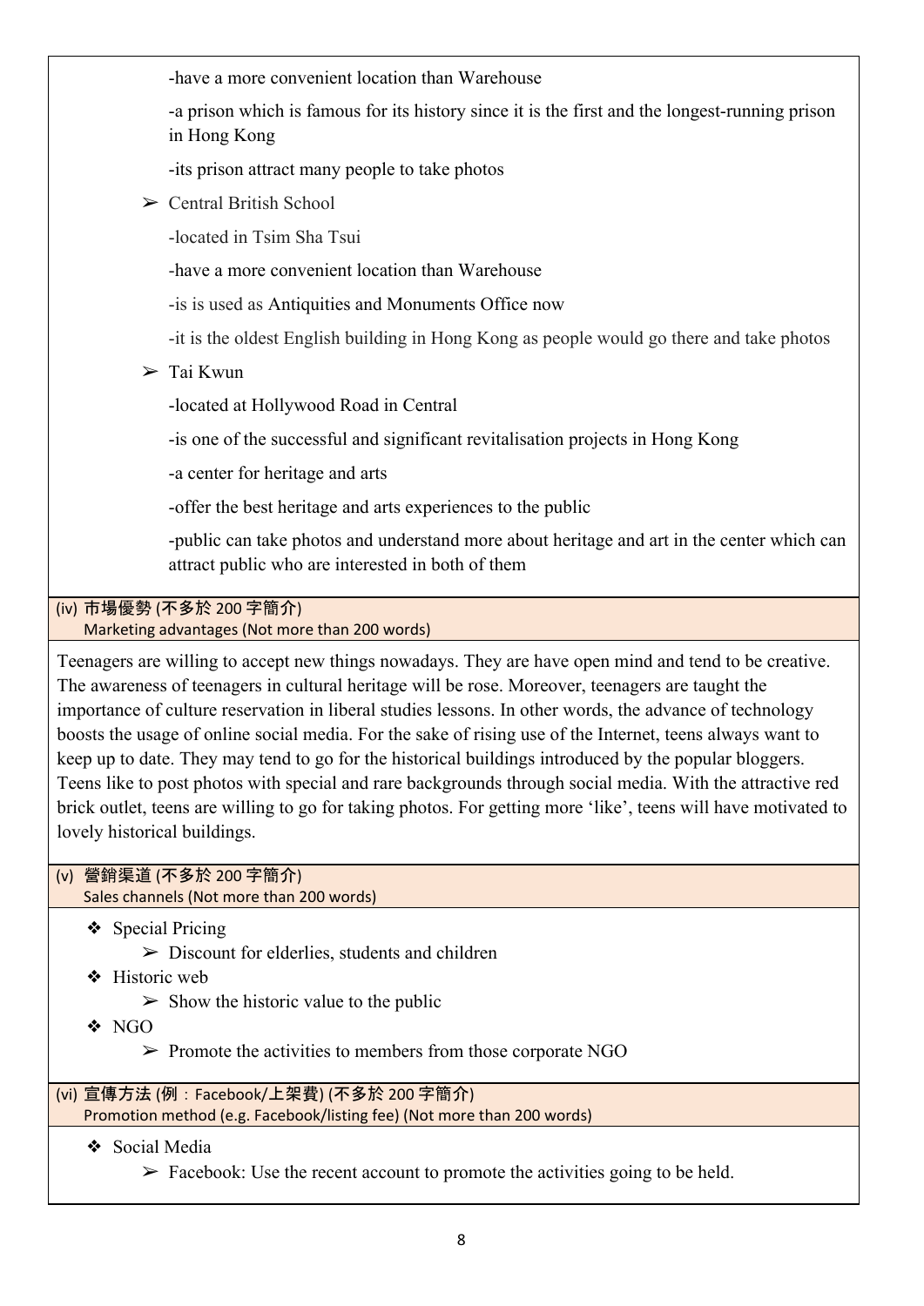-have a more convenient location than Warehouse

-a prison which is famous for its history since it is the first and the longest-running prison in Hong Kong

-its prison attract many people to take photos

- ➢ Central British School

-located in Tsim Sha Tsui

-have a more convenient location than Warehouse

-is is used as Antiquities and Monuments Office now

-it is the oldest English building in Hong Kong as people would go there and take photos

- ➢ Tai Kwun

-located at Hollywood Road in Central

-is one of the successful and significant revitalisation projects in Hong Kong

-a center for heritage and arts

-offer the best heritage and arts experiences to the public

-public can take photos and understand more about heritage and art in the center which can attract public who are interested in both of them

### (iv) 市場優勢 (不多於 200 字簡介) Marketing advantages (Not more than 200 words)

Teenagers are willing to accept new things nowadays. They are have open mind and tend to be creative. The awareness of teenagers in cultural heritage will be rose. Moreover, teenagers are taught the importance of culture reservation in liberal studies lessons. In other words, the advance of technology boosts the usage of online social media. For the sake of rising use of the Internet, teens always want to keep up to date. They may tend to go for the historical buildings introduced by the popular bloggers. Teens like to post photos with special and rare backgrounds through social media. With the attractive red brick outlet, teens are willing to go for taking photos. For getting more 'like', teens will have motivated to lovely historical buildings.

### (v) 營銷渠道 (不多於 200 字簡介) Sales channels (Not more than 200 words)

- ❖ Special Pricing
  - ➢ Discount for elderlies, students and children
- ❖ Historic web
  - ➢ Show the historic value to the public
- ❖ NGO
  - ➢ Promote the activities to members from those corporate NGO

### (vi) 宣傳方法 (例：Facebook/上架費) (不多於 200 字簡介) Promotion method (e.g. Facebook/listing fee) (Not more than 200 words)

- ❖ Social Media
  - ➢ Facebook: Use the recent account to promote the activities going to be held.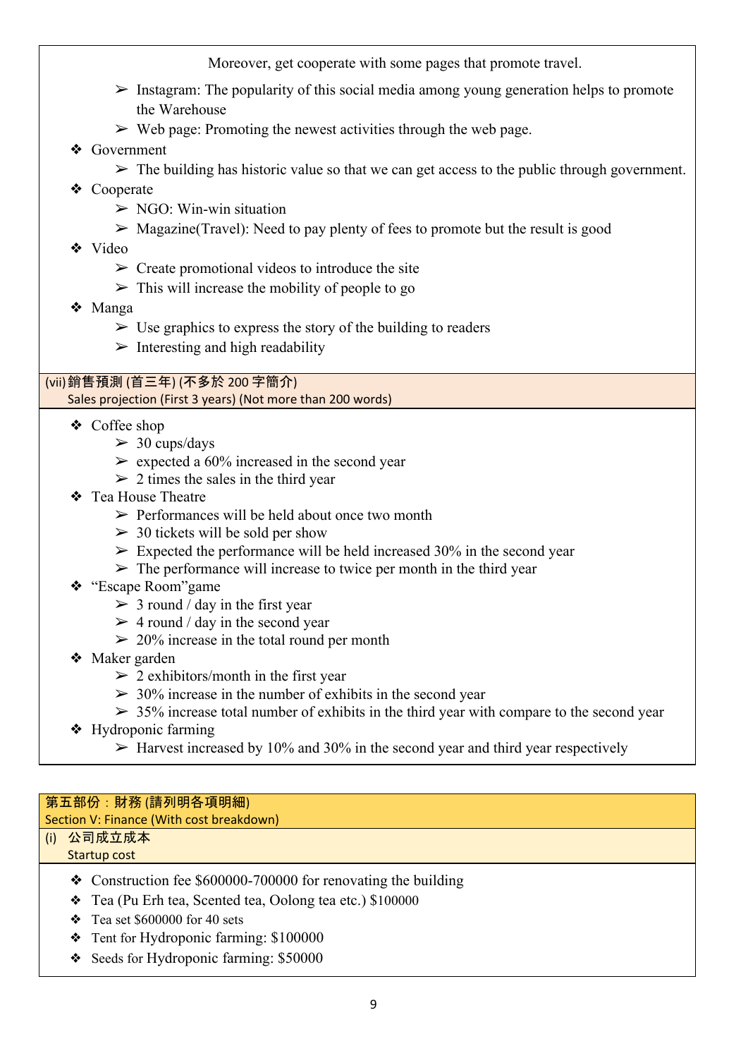Moreover, get cooperate with some pages that promote travel.

- Instagram: The popularity of this social media among young generation helps to promote the Warehouse
- Web page: Promoting the newest activities through the web page.

❖ Government
- The building has historic value so that we can get access to the public through government.

❖ Cooperate
- NGO: Win-win situation
- Magazine(Travel): Need to pay plenty of fees to promote but the result is good

❖ Video
- Create promotional videos to introduce the site
- This will increase the mobility of people to go

❖ Manga
- Use graphics to express the story of the building to readers
- Interesting and high readability

### (vii) 銷售預測 (首三年) (不多於 200 字簡介)
### Sales projection (First 3 years) (Not more than 200 words)

❖ Coffee shop
- 30 cups/days
- expected a 60% increased in the second year
- 2 times the sales in the third year

❖ Tea House Theatre
- Performances will be held about once two month
- 30 tickets will be sold per show
- Expected the performance will be held increased 30% in the second year
- The performance will increase to twice per month in the third year

❖ "Escape Room"game
- 3 round / day in the first year
- 4 round / day in the second year
- 20% increase in the total round per month

❖ Maker garden
- 2 exhibitors/month in the first year
- 30% increase in the number of exhibits in the second year
- 35% increase total number of exhibits in the third year with compare to the second year

❖ Hydroponic farming
- Harvest increased by 10% and 30% in the second year and third year respectively

## 第五部份：財務 (請列明各項明細)
## Section V: Finance (With cost breakdown)

### (i) 公司成立成本
### Startup cost

❖ Construction fee $600000-700000 for renovating the building

❖ Tea (Pu Erh tea, Scented tea, Oolong tea etc.) $100000

❖ Tea set $600000 for 40 sets

❖ Tent for Hydroponic farming: $100000

❖ Seeds for Hydroponic farming: $50000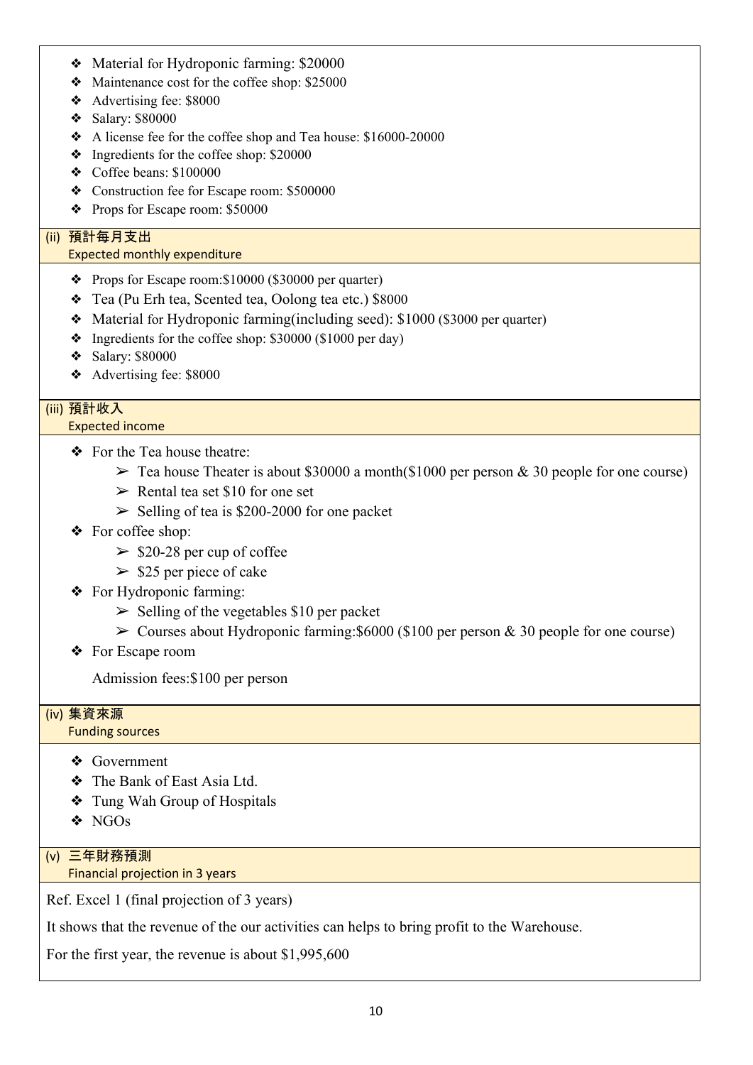- Material for Hydroponic farming: $20000
- Maintenance cost for the coffee shop: $25000
- Advertising fee: $8000
- Salary: $80000
- A license fee for the coffee shop and Tea house: $16000-20000
- Ingredients for the coffee shop: $20000
- Coffee beans: $100000
- Construction fee for Escape room: $500000
- Props for Escape room: $50000

### (ii) 預計每月支出
Expected monthly expenditure

- Props for Escape room:$10000 ($30000 per quarter)
- Tea (Pu Erh tea, Scented tea, Oolong tea etc.) $8000
- Material for Hydroponic farming(including seed): $1000 ($3000 per quarter)
- Ingredients for the coffee shop: $30000 ($1000 per day)
- Salary: $80000
- Advertising fee: $8000

### (iii) 預計收入
Expected income

- For the Tea house theatre:
  - Tea house Theater is about $30000 a month($1000 per person & 30 people for one course)
  - Rental tea set $10 for one set
  - Selling of tea is $200-2000 for one packet
- For coffee shop:
  - $20-28 per cup of coffee
  - $25 per piece of cake
- For Hydroponic farming:
  - Selling of the vegetables $10 per packet
  - Courses about Hydroponic farming:$6000 ($100 per person & 30 people for one course)
- For Escape room

  Admission fees:$100 per person

### (iv) 集資來源
Funding sources

- Government
- The Bank of East Asia Ltd.
- Tung Wah Group of Hospitals
- NGOs

### (v) 三年財務預測
Financial projection in 3 years

Ref. Excel 1 (final projection of 3 years)

It shows that the revenue of the our activities can helps to bring profit to the Warehouse.

For the first year, the revenue is about $1,995,600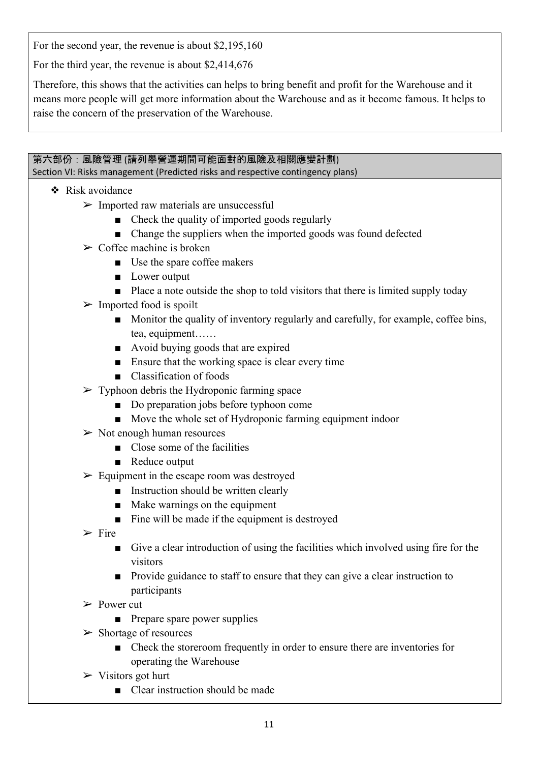For the second year, the revenue is about $2,195,160

For the third year, the revenue is about $2,414,676

Therefore, this shows that the activities can helps to bring benefit and profit for the Warehouse and it means more people will get more information about the Warehouse and as it become famous. It helps to raise the concern of the preservation of the Warehouse.

## 第六部份：風險管理 (請列舉營運期間可能面對的風險及相關應變計劃)
## Section VI: Risks management (Predicted risks and respective contingency plans)

- Risk avoidance
  - Imported raw materials are unsuccessful
    - Check the quality of imported goods regularly
    - Change the suppliers when the imported goods was found defected
  - Coffee machine is broken
    - Use the spare coffee makers
    - Lower output
    - Place a note outside the shop to told visitors that there is limited supply today
  - Imported food is spoilt
    - Monitor the quality of inventory regularly and carefully, for example, coffee bins, tea, equipment……
    - Avoid buying goods that are expired
    - Ensure that the working space is clear every time
    - Classification of foods
  - Typhoon debris the Hydroponic farming space
    - Do preparation jobs before typhoon come
    - Move the whole set of Hydroponic farming equipment indoor
  - Not enough human resources
    - Close some of the facilities
    - Reduce output
  - Equipment in the escape room was destroyed
    - Instruction should be written clearly
    - Make warnings on the equipment
    - Fine will be made if the equipment is destroyed
  - Fire
    - Give a clear introduction of using the facilities which involved using fire for the visitors
    - Provide guidance to staff to ensure that they can give a clear instruction to participants
  - Power cut
    - Prepare spare power supplies
  - Shortage of resources
    - Check the storeroom frequently in order to ensure there are inventories for operating the Warehouse
  - Visitors got hurt
    - Clear instruction should be made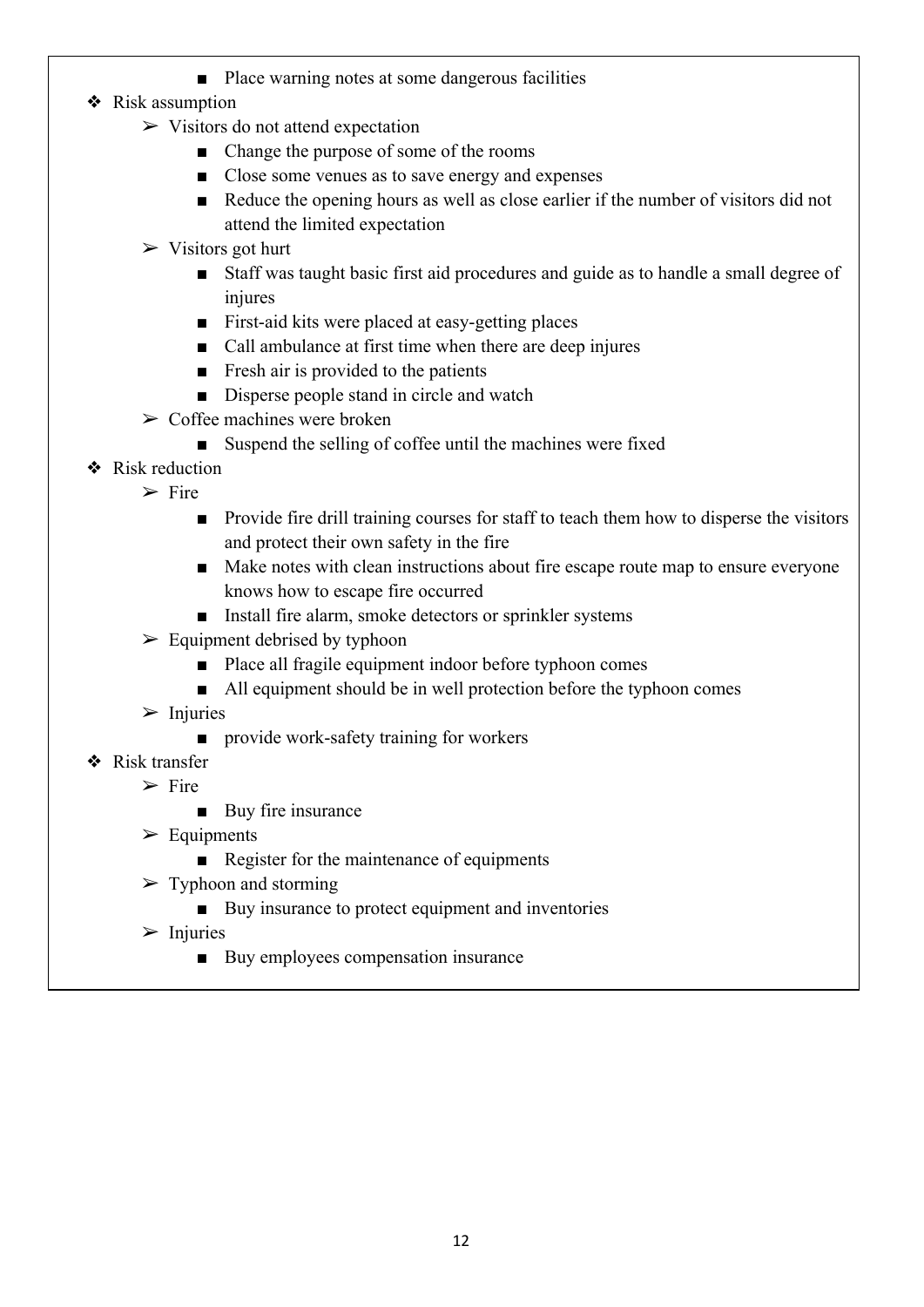- Place warning notes at some dangerous facilities
- Risk assumption
    - Visitors do not attend expectation
        - Change the purpose of some of the rooms
        - Close some venues as to save energy and expenses
        - Reduce the opening hours as well as close earlier if the number of visitors did not attend the limited expectation
    - Visitors got hurt
        - Staff was taught basic first aid procedures and guide as to handle a small degree of injures
        - First-aid kits were placed at easy-getting places
        - Call ambulance at first time when there are deep injures
        - Fresh air is provided to the patients
        - Disperse people stand in circle and watch
    - Coffee machines were broken
        - Suspend the selling of coffee until the machines were fixed
- Risk reduction
    - Fire
        - Provide fire drill training courses for staff to teach them how to disperse the visitors and protect their own safety in the fire
        - Make notes with clean instructions about fire escape route map to ensure everyone knows how to escape fire occurred
        - Install fire alarm, smoke detectors or sprinkler systems
    - Equipment debrised by typhoon
        - Place all fragile equipment indoor before typhoon comes
        - All equipment should be in well protection before the typhoon comes
    - Injuries
        - provide work-safety training for workers
- Risk transfer
    - Fire
        - Buy fire insurance
    - Equipments
        - Register for the maintenance of equipments
    - Typhoon and storming
        - Buy insurance to protect equipment and inventories
    - Injuries
        - Buy employees compensation insurance